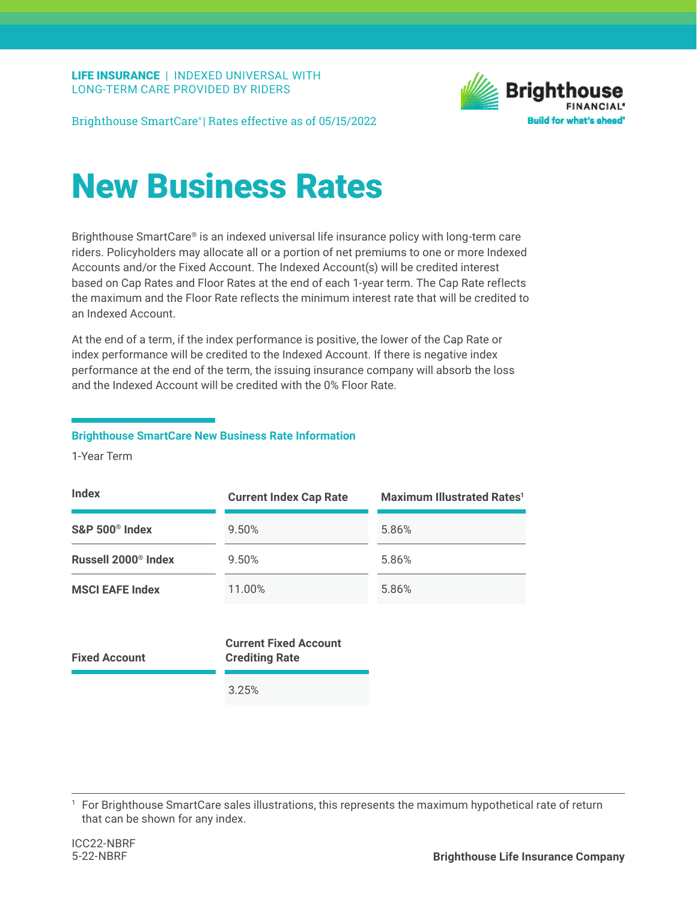**LIFE INSURANCE** | INDEXED UNIVERSAL WITH LONG-TERM CARE PROVIDED BY RIDERS

Brighthouse SmartCare® | Rates effective as of 05/15/2022

# New Business Rates

Brighthouse SmartCare® is an indexed universal life insurance policy with long-term care riders. Policyholders may allocate all or a portion of net premiums to one or more Indexed Accounts and/or the Fixed Account. The Indexed Account(s) will be credited interest based on Cap Rates and Floor Rates at the end of each 1-year term. The Cap Rate reflects the maximum and the Floor Rate reflects the minimum interest rate that will be credited to an Indexed Account.

At the end of a term, if the index performance is positive, the lower of the Cap Rate or index performance will be credited to the Indexed Account. If there is negative index performance at the end of the term, the issuing insurance company will absorb the loss and the Indexed Account will be credited with the 0% Floor Rate.

### Brighthouse SmartCare New Business Rate Information

1-Year Term

| Index | Current Index Cap Rate | Maximum Illustrated Rates[1] |
|---|---|---|
| **S&P 500® Index** | 9.50% | 5.86% |
| **Russell 2000® Index** | 9.50% | 5.86% |
| **MSCI EAFE Index** | 11.00% | 5.86% |

| Fixed Account | Current Fixed Account Crediting Rate |
|---|---|
| | 3.25% |

[1] For Brighthouse SmartCare sales illustrations, this represents the maximum hypothetical rate of return that can be shown for any index.

ICC22-NBRF
5-22-NBRF

**Brighthouse Life Insurance Company**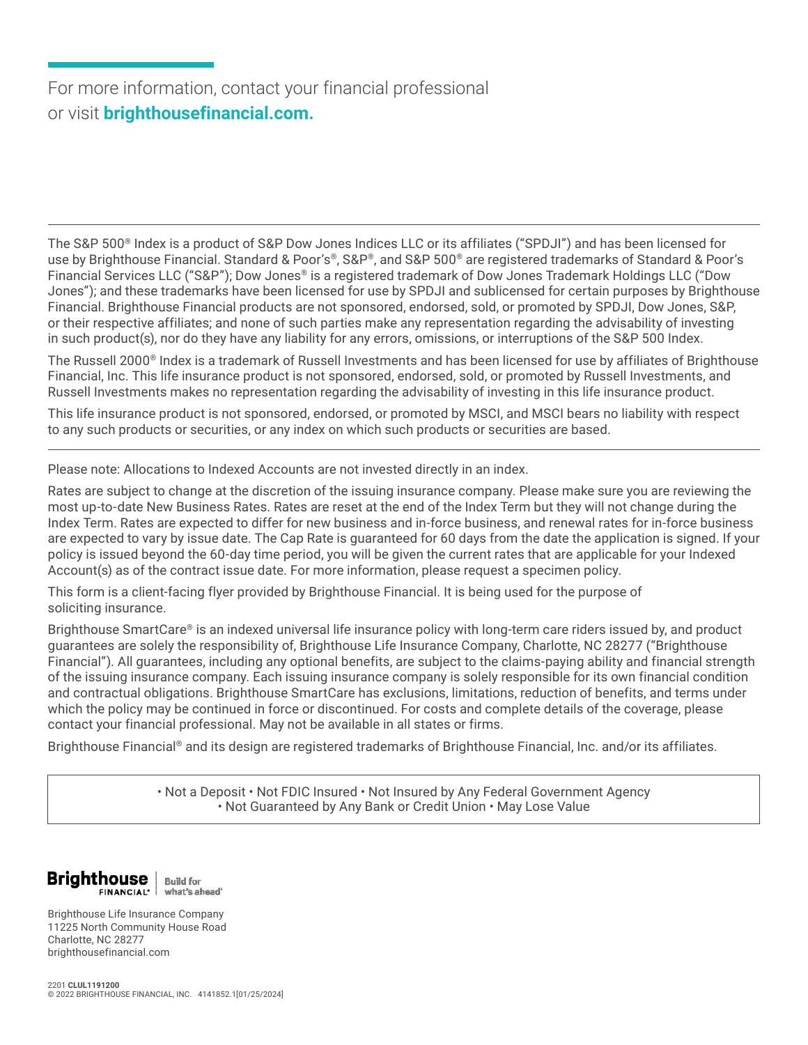For more information, contact your financial professional or visit **brighthousefinancial.com.**

---

The S&P 500® Index is a product of S&P Dow Jones Indices LLC or its affiliates ("SPDJI") and has been licensed for use by Brighthouse Financial. Standard & Poor's®, S&P®, and S&P 500® are registered trademarks of Standard & Poor's Financial Services LLC ("S&P"); Dow Jones® is a registered trademark of Dow Jones Trademark Holdings LLC ("Dow Jones"); and these trademarks have been licensed for use by SPDJI and sublicensed for certain purposes by Brighthouse Financial. Brighthouse Financial products are not sponsored, endorsed, sold, or promoted by SPDJI, Dow Jones, S&P, or their respective affiliates; and none of such parties make any representation regarding the advisability of investing in such product(s), nor do they have any liability for any errors, omissions, or interruptions of the S&P 500 Index.

The Russell 2000® Index is a trademark of Russell Investments and has been licensed for use by affiliates of Brighthouse Financial, Inc. This life insurance product is not sponsored, endorsed, sold, or promoted by Russell Investments, and Russell Investments makes no representation regarding the advisability of investing in this life insurance product.

This life insurance product is not sponsored, endorsed, or promoted by MSCI, and MSCI bears no liability with respect to any such products or securities, or any index on which such products or securities are based.

---

Please note: Allocations to Indexed Accounts are not invested directly in an index.

Rates are subject to change at the discretion of the issuing insurance company. Please make sure you are reviewing the most up-to-date New Business Rates. Rates are reset at the end of the Index Term but they will not change during the Index Term. Rates are expected to differ for new business and in-force business, and renewal rates for in-force business are expected to vary by issue date. The Cap Rate is guaranteed for 60 days from the date the application is signed. If your policy is issued beyond the 60-day time period, you will be given the current rates that are applicable for your Indexed Account(s) as of the contract issue date. For more information, please request a specimen policy.

This form is a client-facing flyer provided by Brighthouse Financial. It is being used for the purpose of soliciting insurance.

Brighthouse SmartCare® is an indexed universal life insurance policy with long-term care riders issued by, and product guarantees are solely the responsibility of, Brighthouse Life Insurance Company, Charlotte, NC 28277 ("Brighthouse Financial"). All guarantees, including any optional benefits, are subject to the claims-paying ability and financial strength of the issuing insurance company. Each issuing insurance company is solely responsible for its own financial condition and contractual obligations. Brighthouse SmartCare has exclusions, limitations, reduction of benefits, and terms under which the policy may be continued in force or discontinued. For costs and complete details of the coverage, please contact your financial professional. May not be available in all states or firms.

Brighthouse Financial® and its design are registered trademarks of Brighthouse Financial, Inc. and/or its affiliates.

• Not a Deposit • Not FDIC Insured • Not Insured by Any Federal Government Agency
• Not Guaranteed by Any Bank or Credit Union • May Lose Value

Brighthouse FINANCIAL® | Build for what's ahead®

Brighthouse Life Insurance Company
11225 North Community House Road
Charlotte, NC 28277
brighthousefinancial.com

2201 **CLUL1191200**
© 2022 BRIGHTHOUSE FINANCIAL, INC. 4141852.1[01/25/2024]